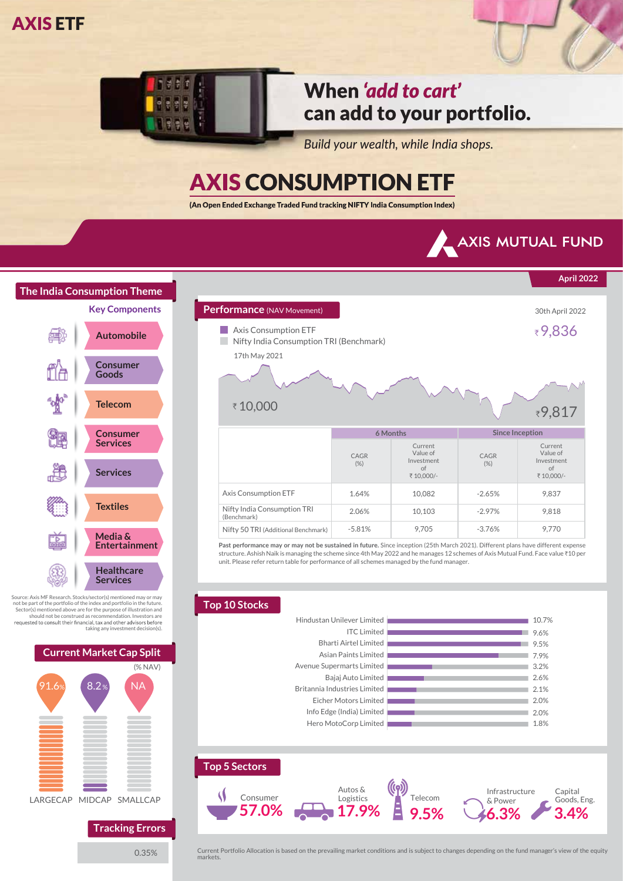# AXIS ETF

## When *'add to cart'* can add to your portfolio.

*Build your wealth, while India shops.*

# AXIS CONSUMPTION ETF

**(An Open Ended Exchange Traded Fund tracking NIFTY India Consumption Index)**

AXIS MUTUAL FUND

April 2022

## The India Consumption Theme

### Key Components

- Automobile
- Consumer Goods
- Telecom
- Consumer Services
- Services
- Textiles
- Media & Entertainment
- Healthcare Services

Source: Axis MF Research. Stocks/sector(s) mentioned may or may not be part of the portfolio of the index and portfolio in the future. Sector(s) mentioned above are for the purpose of illustration and should not be construed as recommendation. Investors are requested to consult their financial, tax and other advisors before taking any investment decision(s).

## Current Market Cap Split

(% NAV)

| LARGECAP | MIDCAP | SMALLCAP |
|---|---|---|
| 91.6% | 8.2% | NA |

## Tracking Errors

0.35%

## Performance (NAV Movement)

30th April 2022

- Axis Consumption ETF
- Nifty India Consumption TRI (Benchmark)

17th May 2021: ₹10,000

30th April 2022: ₹9,836 (Axis Consumption ETF); ₹9,817 (Nifty India Consumption TRI)

| | 6 Months | | Since Inception | |
|---|---|---|---|---|
| | CAGR (%) | Current Value of Investment of ₹ 10,000/- | CAGR (%) | Current Value of Investment of ₹ 10,000/- |
| Axis Consumption ETF | 1.64% | 10,082 | -2.65% | 9,837 |
| Nifty India Consumption TRI (Benchmark) | 2.06% | 10,103 | -2.97% | 9,818 |
| Nifty 50 TRI (Additional Benchmark) | -5.81% | 9,705 | -3.76% | 9,770 |

**Past performance may or may not be sustained in future.** Since inception (25th March 2021). Different plans have different expense structure. Ashish Naik is managing the scheme since 4th May 2022 and he manages 12 schemes of Axis Mutual Fund. Face value ₹10 per unit. Please refer return table for performance of all schemes managed by the fund manager.

## Top 10 Stocks

| Stock | % |
|---|---|
| Hindustan Unilever Limited | 10.7% |
| ITC Limited | 9.6% |
| Bharti Airtel Limited | 9.5% |
| Asian Paints Limited | 7.9% |
| Avenue Supermarts Limited | 3.2% |
| Bajaj Auto Limited | 2.6% |
| Britannia Industries Limited | 2.1% |
| Eicher Motors Limited | 2.0% |
| Info Edge (India) Limited | 2.0% |
| Hero MotoCorp Limited | 1.8% |

## Top 5 Sectors

| Sector | % |
|---|---|
| Consumer | 57.0% |
| Autos & Logistics | 17.9% |
| Telecom | 9.5% |
| Infrastructure & Power | 6.3% |
| Capital Goods, Eng. | 3.4% |

Current Portfolio Allocation is based on the prevailing market conditions and is subject to changes depending on the fund manager's view of the equity markets.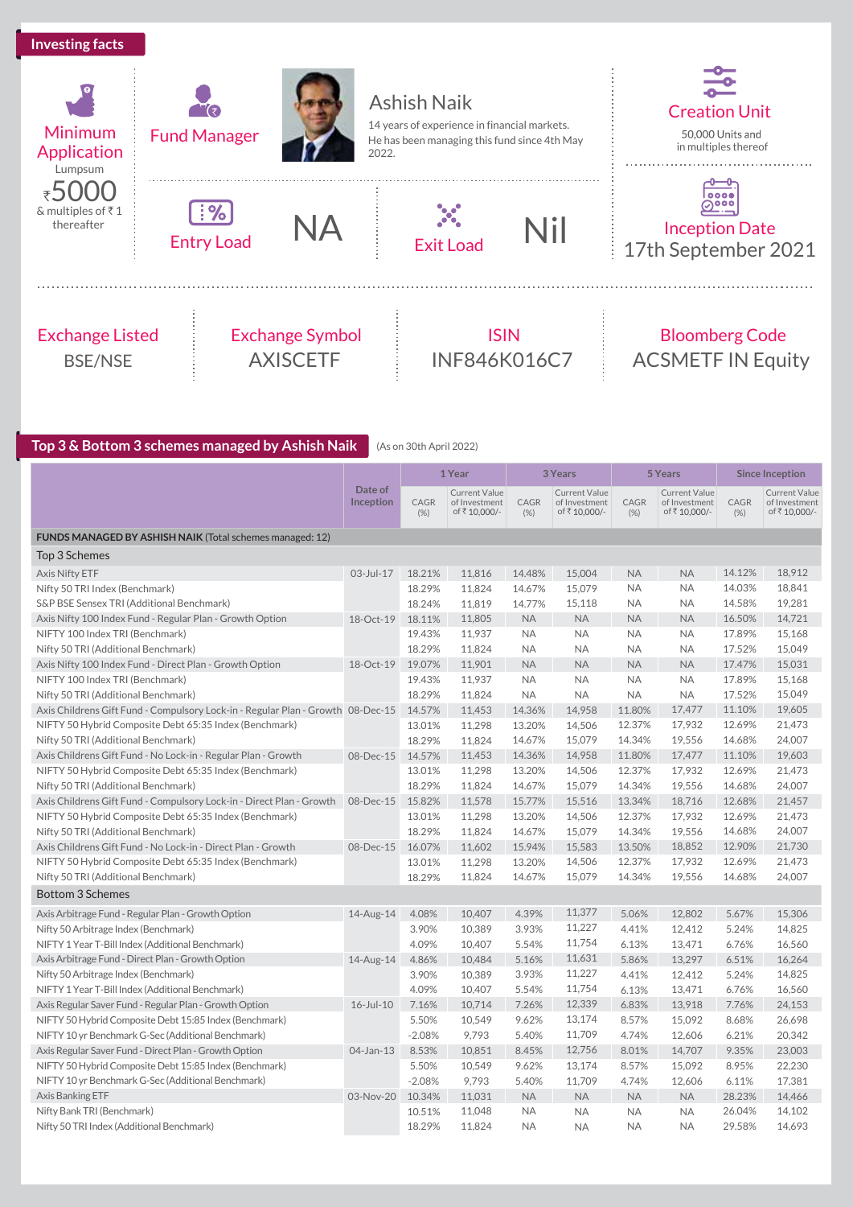## Investing facts

**Minimum Application**
Lumpsum
₹5000
& multiples of ₹ 1 thereafter

**Fund Manager**

**Ashish Naik**
14 years of experience in financial markets.
He has been managing this fund since 4th May 2022.

**Creation Unit**
50,000 Units and in multiples thereof

**Entry Load**
NA

**Exit Load**
Nil

**Inception Date**
17th September 2021

**Exchange Listed**
BSE/NSE

**Exchange Symbol**
AXISCETF

**ISIN**
INF846K016C7

**Bloomberg Code**
ACSMETF IN Equity

## Top 3 & Bottom 3 schemes managed by Ashish Naik

(As on 30th April 2022)

| | Date of Inception | 1 Year | | 3 Years | | 5 Years | | Since Inception | |
|---|---|---|---|---|---|---|---|---|---|
| | | CAGR (%) | Current Value of Investment of ₹ 10,000/- | CAGR (%) | Current Value of Investment of ₹ 10,000/- | CAGR (%) | Current Value of Investment of ₹ 10,000/- | CAGR (%) | Current Value of Investment of ₹ 10,000/- |
| **FUNDS MANAGED BY ASHISH NAIK** (Total schemes managed: 12) | | | | | | | | | |
| Top 3 Schemes | | | | | | | | | |
| Axis Nifty ETF | 03-Jul-17 | 18.21% | 11,816 | 14.48% | 15,004 | NA | NA | 14.12% | 18,912 |
| Nifty 50 TRI Index (Benchmark) | | 18.29% | 11,824 | 14.67% | 15,079 | NA | NA | 14.03% | 18,841 |
| S&P BSE Sensex TRI (Additional Benchmark) | | 18.24% | 11,819 | 14.77% | 15,118 | NA | NA | 14.58% | 19,281 |
| Axis Nifty 100 Index Fund - Regular Plan - Growth Option | 18-Oct-19 | 18.11% | 11,805 | NA | NA | NA | NA | 16.50% | 14,721 |
| NIFTY 100 Index TRI (Benchmark) | | 19.43% | 11,937 | NA | NA | NA | NA | 17.89% | 15,168 |
| Nifty 50 TRI (Additional Benchmark) | | 18.29% | 11,824 | NA | NA | NA | NA | 17.52% | 15,049 |
| Axis Nifty 100 Index Fund - Direct Plan - Growth Option | 18-Oct-19 | 19.07% | 11,901 | NA | NA | NA | NA | 17.47% | 15,031 |
| NIFTY 100 Index TRI (Benchmark) | | 19.43% | 11,937 | NA | NA | NA | NA | 17.89% | 15,168 |
| Nifty 50 TRI (Additional Benchmark) | | 18.29% | 11,824 | NA | NA | NA | NA | 17.52% | 15,049 |
| Axis Childrens Gift Fund - Compulsory Lock-in - Regular Plan - Growth | 08-Dec-15 | 14.57% | 11,453 | 14.36% | 14,958 | 11.80% | 17,477 | 11.10% | 19,605 |
| NIFTY 50 Hybrid Composite Debt 65:35 Index (Benchmark) | | 13.01% | 11,298 | 13.20% | 14,506 | 12.37% | 17,932 | 12.69% | 21,473 |
| Nifty 50 TRI (Additional Benchmark) | | 18.29% | 11,824 | 14.67% | 15,079 | 14.34% | 19,556 | 14.68% | 24,007 |
| Axis Childrens Gift Fund - No Lock-in - Regular Plan - Growth | 08-Dec-15 | 14.57% | 11,453 | 14.36% | 14,958 | 11.80% | 17,477 | 11.10% | 19,603 |
| NIFTY 50 Hybrid Composite Debt 65:35 Index (Benchmark) | | 13.01% | 11,298 | 13.20% | 14,506 | 12.37% | 17,932 | 12.69% | 21,473 |
| Nifty 50 TRI (Additional Benchmark) | | 18.29% | 11,824 | 14.67% | 15,079 | 14.34% | 19,556 | 14.68% | 24,007 |
| Axis Childrens Gift Fund - Compulsory Lock-in - Direct Plan - Growth | 08-Dec-15 | 15.82% | 11,578 | 15.77% | 15,516 | 13.34% | 18,716 | 12.68% | 21,457 |
| NIFTY 50 Hybrid Composite Debt 65:35 Index (Benchmark) | | 13.01% | 11,298 | 13.20% | 14,506 | 12.37% | 17,932 | 12.69% | 21,473 |
| Nifty 50 TRI (Additional Benchmark) | | 18.29% | 11,824 | 14.67% | 15,079 | 14.34% | 19,556 | 14.68% | 24,007 |
| Axis Childrens Gift Fund - No Lock-in - Direct Plan - Growth | 08-Dec-15 | 16.07% | 11,602 | 15.94% | 15,583 | 13.50% | 18,852 | 12.90% | 21,730 |
| NIFTY 50 Hybrid Composite Debt 65:35 Index (Benchmark) | | 13.01% | 11,298 | 13.20% | 14,506 | 12.37% | 17,932 | 12.69% | 21,473 |
| Nifty 50 TRI (Additional Benchmark) | | 18.29% | 11,824 | 14.67% | 15,079 | 14.34% | 19,556 | 14.68% | 24,007 |
| Bottom 3 Schemes | | | | | | | | | |
| Axis Arbitrage Fund - Regular Plan - Growth Option | 14-Aug-14 | 4.08% | 10,407 | 4.39% | 11,377 | 5.06% | 12,802 | 5.67% | 15,306 |
| Nifty 50 Arbitrage Index (Benchmark) | | 3.90% | 10,389 | 3.93% | 11,227 | 4.41% | 12,412 | 5.24% | 14,825 |
| NIFTY 1 Year T-Bill Index (Additional Benchmark) | | 4.09% | 10,407 | 5.54% | 11,754 | 6.13% | 13,471 | 6.76% | 16,560 |
| Axis Arbitrage Fund - Direct Plan - Growth Option | 14-Aug-14 | 4.86% | 10,484 | 5.16% | 11,631 | 5.86% | 13,297 | 6.51% | 16,264 |
| Nifty 50 Arbitrage Index (Benchmark) | | 3.90% | 10,389 | 3.93% | 11,227 | 4.41% | 12,412 | 5.24% | 14,825 |
| NIFTY 1 Year T-Bill Index (Additional Benchmark) | | 4.09% | 10,407 | 5.54% | 11,754 | 6.13% | 13,471 | 6.76% | 16,560 |
| Axis Regular Saver Fund - Regular Plan - Growth Option | 16-Jul-10 | 7.16% | 10,714 | 7.26% | 12,339 | 6.83% | 13,918 | 7.76% | 24,153 |
| NIFTY 50 Hybrid Composite Debt 15:85 Index (Benchmark) | | 5.50% | 10,549 | 9.62% | 13,174 | 8.57% | 15,092 | 8.68% | 26,698 |
| NIFTY 10 yr Benchmark G-Sec (Additional Benchmark) | | -2.08% | 9,793 | 5.40% | 11,709 | 4.74% | 12,606 | 6.21% | 20,342 |
| Axis Regular Saver Fund - Direct Plan - Growth Option | 04-Jan-13 | 8.53% | 10,851 | 8.45% | 12,756 | 8.01% | 14,707 | 9.35% | 23,003 |
| NIFTY 50 Hybrid Composite Debt 15:85 Index (Benchmark) | | 5.50% | 10,549 | 9.62% | 13,174 | 8.57% | 15,092 | 8.95% | 22,230 |
| NIFTY 10 yr Benchmark G-Sec (Additional Benchmark) | | -2.08% | 9,793 | 5.40% | 11,709 | 4.74% | 12,606 | 6.11% | 17,381 |
| Axis Banking ETF | 03-Nov-20 | 10.34% | 11,031 | NA | NA | NA | NA | 28.23% | 14,466 |
| Nifty Bank TRI (Benchmark) | | 10.51% | 11,048 | NA | NA | NA | NA | 26.04% | 14,102 |
| Nifty 50 TRI Index (Additional Benchmark) | | 18.29% | 11,824 | NA | NA | NA | NA | 29.58% | 14,693 |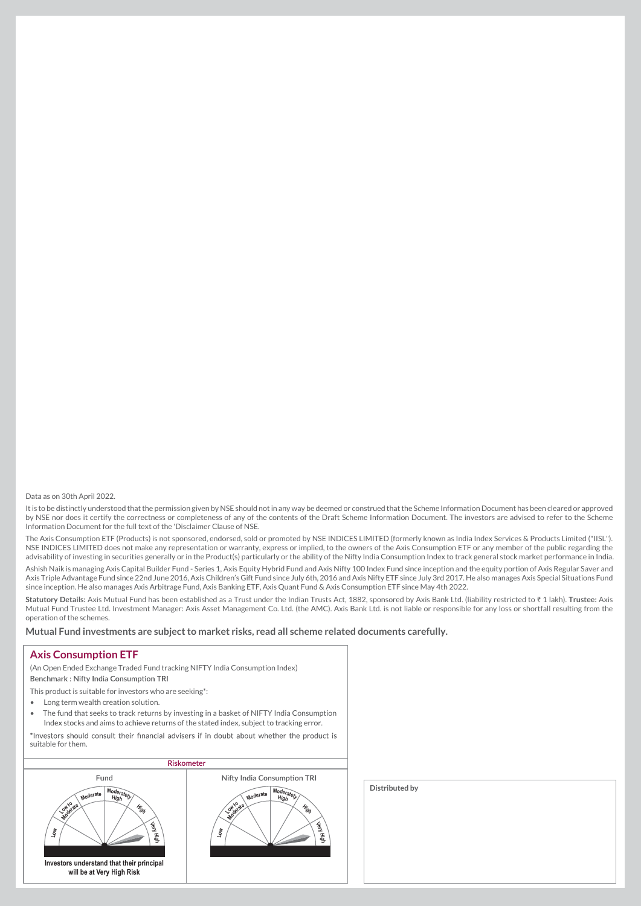Data as on 30th April 2022.

It is to be distinctly understood that the permission given by NSE should not in any way be deemed or construed that the Scheme Information Document has been cleared or approved by NSE nor does it certify the correctness or completeness of any of the contents of the Draft Scheme Information Document. The investors are advised to refer to the Scheme Information Document for the full text of the 'Disclaimer Clause of NSE.

The Axis Consumption ETF (Products) is not sponsored, endorsed, sold or promoted by NSE INDICES LIMITED (formerly known as India Index Services & Products Limited ("IISL"). NSE INDICES LIMITED does not make any representation or warranty, express or implied, to the owners of the Axis Consumption ETF or any member of the public regarding the advisability of investing in securities generally or in the Product(s) particularly or the ability of the Nifty India Consumption Index to track general stock market performance in India.

Ashish Naik is managing Axis Capital Builder Fund - Series 1, Axis Equity Hybrid Fund and Axis Nifty 100 Index Fund since inception and the equity portion of Axis Regular Saver and Axis Triple Advantage Fund since 22nd June 2016, Axis Children's Gift Fund since July 6th, 2016 and Axis Nifty ETF since July 3rd 2017. He also manages Axis Special Situations Fund since inception. He also manages Axis Arbitrage Fund, Axis Banking ETF, Axis Quant Fund & Axis Consumption ETF since May 4th 2022.

**Statutory Details:** Axis Mutual Fund has been established as a Trust under the Indian Trusts Act, 1882, sponsored by Axis Bank Ltd. (liability restricted to ₹ 1 lakh). **Trustee:** Axis Mutual Fund Trustee Ltd. Investment Manager: Axis Asset Management Co. Ltd. (the AMC). Axis Bank Ltd. is not liable or responsible for any loss or shortfall resulting from the operation of the schemes.

**Mutual Fund investments are subject to market risks, read all scheme related documents carefully.**

## Axis Consumption ETF

(An Open Ended Exchange Traded Fund tracking NIFTY India Consumption Index)

Benchmark : Nifty India Consumption TRI

This product is suitable for investors who are seeking*:

- Long term wealth creation solution.
- The fund that seeks to track returns by investing in a basket of NIFTY India Consumption Index stocks and aims to achieve returns of the stated index, subject to tracking error.

*Investors should consult their financial advisers if in doubt about whether the product is suitable for them.

Riskometer

Fund

Low, Low to Moderate, Moderate, Moderately High, High, Very High

**Investors understand that their principal will be at Very High Risk**

Nifty India Consumption TRI

Low, Low to Moderate, Moderate, Moderately High, High, Very High

**Distributed by**